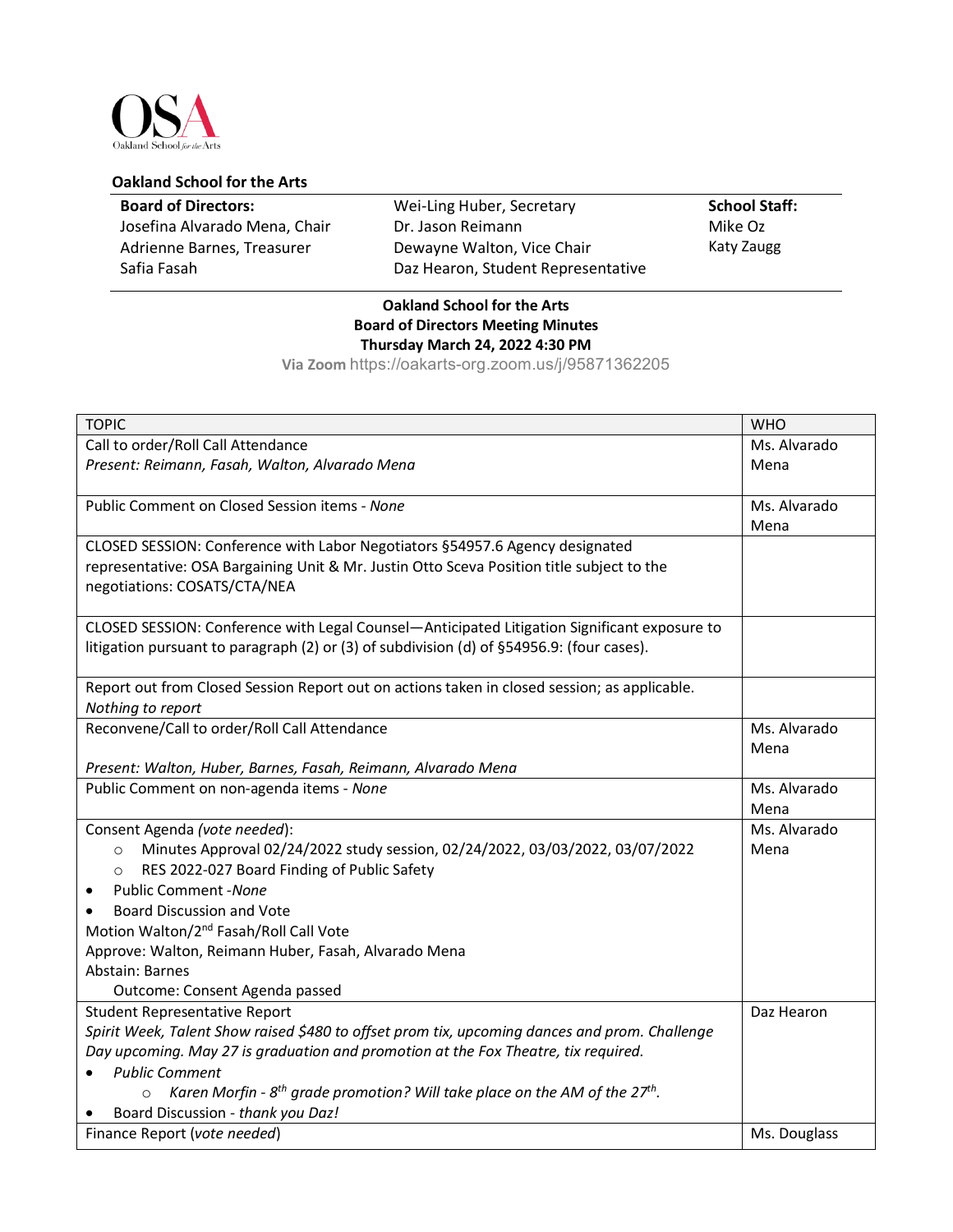OSA
Oakland School for the Arts

**Oakland School for the Arts**

| **Board of Directors:** | Wei-Ling Huber, Secretary | **School Staff:** |
|---|---|---|
| Josefina Alvarado Mena, Chair | Dr. Jason Reimann | Mike Oz |
| Adrienne Barnes, Treasurer | Dewayne Walton, Vice Chair | Katy Zaugg |
| Safia Fasah | Daz Hearon, Student Representative | |

**Oakland School for the Arts**
**Board of Directors Meeting Minutes**
**Thursday March 24, 2022 4:30 PM**
**Via Zoom** https://oakarts-org.zoom.us/j/95871362205

| TOPIC | WHO |
|---|---|
| Call to order/Roll Call Attendance<br>*Present: Reimann, Fasah, Walton, Alvarado Mena* | Ms. Alvarado Mena |
| Public Comment on Closed Session items - *None* | Ms. Alvarado Mena |
| CLOSED SESSION: Conference with Labor Negotiators §54957.6 Agency designated representative: OSA Bargaining Unit & Mr. Justin Otto Sceva Position title subject to the negotiations: COSATS/CTA/NEA | |
| CLOSED SESSION: Conference with Legal Counsel—Anticipated Litigation Significant exposure to litigation pursuant to paragraph (2) or (3) of subdivision (d) of §54956.9: (four cases). | |
| Report out from Closed Session Report out on actions taken in closed session; as applicable.<br>*Nothing to report* | |
| Reconvene/Call to order/Roll Call Attendance<br><br>*Present: Walton, Huber, Barnes, Fasah, Reimann, Alvarado Mena* | Ms. Alvarado Mena |
| Public Comment on non-agenda items - *None* | Ms. Alvarado Mena |
| Consent Agenda (*vote needed*):<br>◦ Minutes Approval 02/24/2022 study session, 02/24/2022, 03/03/2022, 03/07/2022<br>◦ RES 2022-027 Board Finding of Public Safety<br>• Public Comment -*None*<br>• Board Discussion and Vote<br>Motion Walton/2nd Fasah/Roll Call Vote<br>Approve: Walton, Reimann Huber, Fasah, Alvarado Mena<br>Abstain: Barnes<br>Outcome: Consent Agenda passed | Ms. Alvarado Mena |
| Student Representative Report<br>*Spirit Week, Talent Show raised $480 to offset prom tix, upcoming dances and prom. Challenge Day upcoming. May 27 is graduation and promotion at the Fox Theatre, tix required.*<br>• *Public Comment*<br>◦ *Karen Morfin - 8th grade promotion? Will take place on the AM of the 27th.*<br>• Board Discussion - *thank you Daz!* | Daz Hearon |
| Finance Report (*vote needed*) | Ms. Douglass |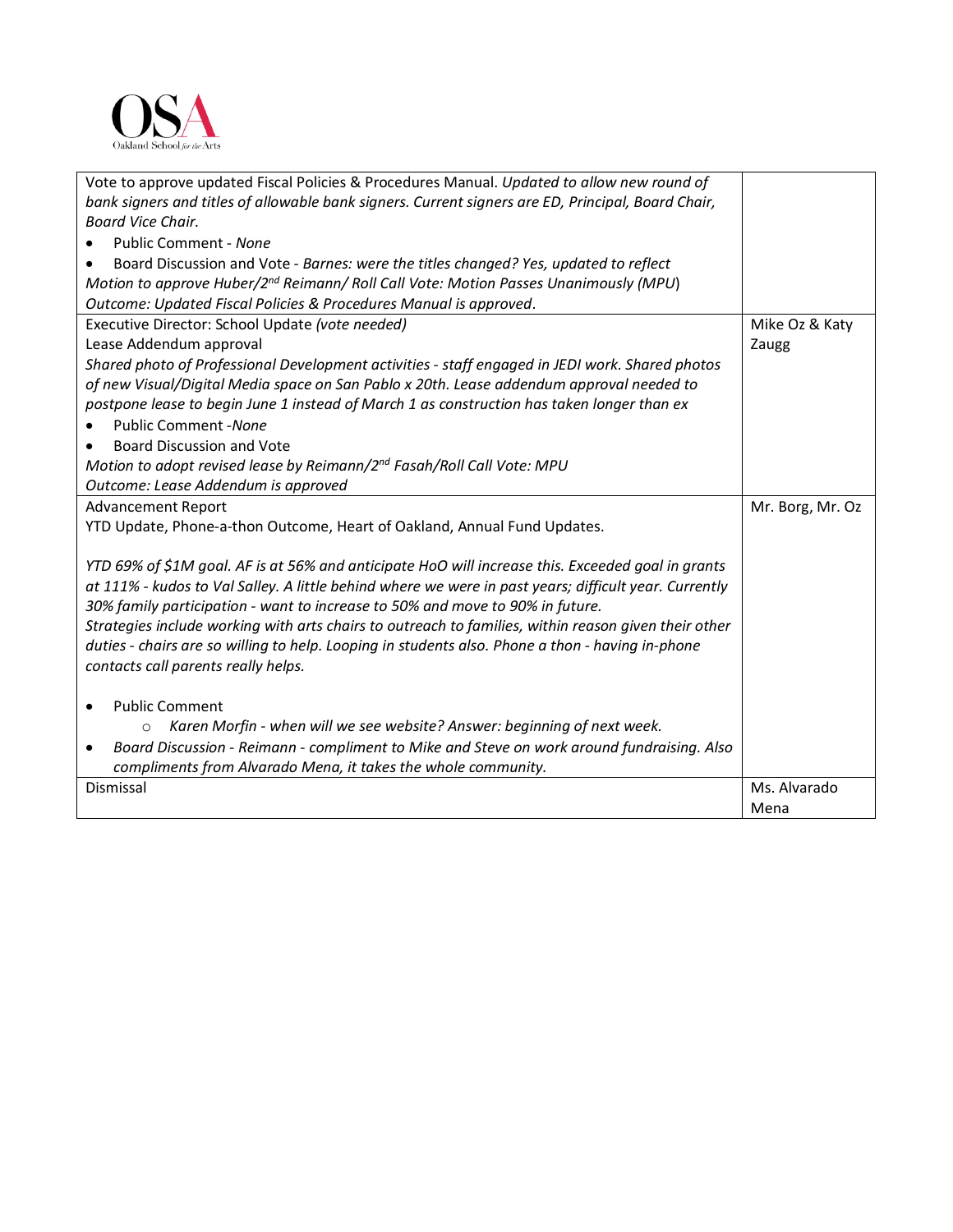| | |
|---|---|
| Vote to approve updated Fiscal Policies & Procedures Manual. *Updated to allow new round of bank signers and titles of allowable bank signers. Current signers are ED, Principal, Board Chair, Board Vice Chair.*<br>• Public Comment - *None*<br>• Board Discussion and Vote - *Barnes: were the titles changed? Yes, updated to reflect*<br>*Motion to approve Huber/2nd Reimann/ Roll Call Vote: Motion Passes Unanimously (MPU)*<br>*Outcome: Updated Fiscal Policies & Procedures Manual is approved*. | |
| Executive Director: School Update *(vote needed)*<br>Lease Addendum approval<br>*Shared photo of Professional Development activities - staff engaged in JEDI work. Shared photos of new Visual/Digital Media space on San Pablo x 20th. Lease addendum approval needed to postpone lease to begin June 1 instead of March 1 as construction has taken longer than ex*<br>• Public Comment -*None*<br>• Board Discussion and Vote<br>*Motion to adopt revised lease by Reimann/2nd Fasah/Roll Call Vote: MPU*<br>*Outcome: Lease Addendum is approved* | Mike Oz & Katy Zaugg |
| Advancement Report<br>YTD Update, Phone-a-thon Outcome, Heart of Oakland, Annual Fund Updates.<br><br>*YTD 69% of $1M goal. AF is at 56% and anticipate HoO will increase this. Exceeded goal in grants at 111% - kudos to Val Salley. A little behind where we were in past years; difficult year. Currently 30% family participation - want to increase to 50% and move to 90% in future.*<br>*Strategies include working with arts chairs to outreach to families, within reason given their other duties - chairs are so willing to help. Looping in students also. Phone a thon - having in-phone contacts call parents really helps.*<br><br>• Public Comment<br>&nbsp;&nbsp;&nbsp;&nbsp;○ *Karen Morfin - when will we see website? Answer: beginning of next week.*<br>• *Board Discussion - Reimann - compliment to Mike and Steve on work around fundraising. Also compliments from Alvarado Mena, it takes the whole community.* | Mr. Borg, Mr. Oz |
| Dismissal | Ms. Alvarado Mena |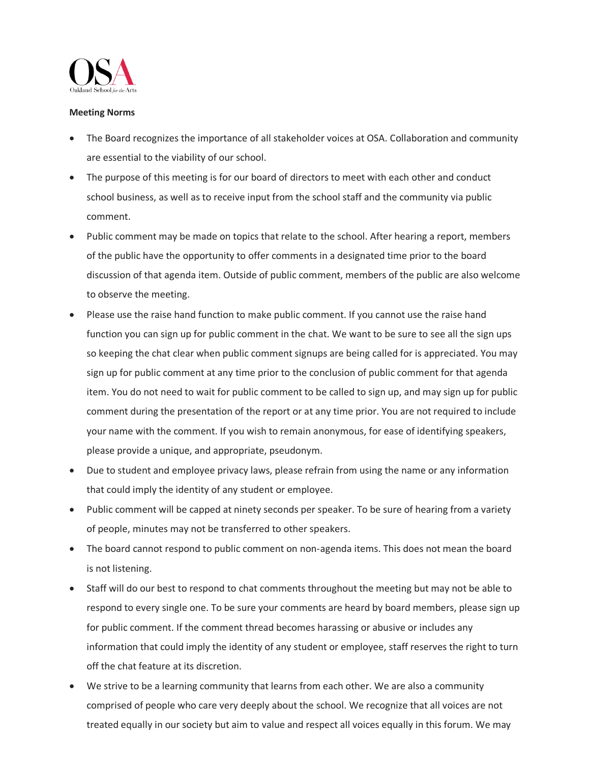**Meeting Norms**

- The Board recognizes the importance of all stakeholder voices at OSA. Collaboration and community are essential to the viability of our school.
- The purpose of this meeting is for our board of directors to meet with each other and conduct school business, as well as to receive input from the school staff and the community via public comment.
- Public comment may be made on topics that relate to the school. After hearing a report, members of the public have the opportunity to offer comments in a designated time prior to the board discussion of that agenda item. Outside of public comment, members of the public are also welcome to observe the meeting.
- Please use the raise hand function to make public comment. If you cannot use the raise hand function you can sign up for public comment in the chat. We want to be sure to see all the sign ups so keeping the chat clear when public comment signups are being called for is appreciated. You may sign up for public comment at any time prior to the conclusion of public comment for that agenda item. You do not need to wait for public comment to be called to sign up, and may sign up for public comment during the presentation of the report or at any time prior. You are not required to include your name with the comment. If you wish to remain anonymous, for ease of identifying speakers, please provide a unique, and appropriate, pseudonym.
- Due to student and employee privacy laws, please refrain from using the name or any information that could imply the identity of any student or employee.
- Public comment will be capped at ninety seconds per speaker. To be sure of hearing from a variety of people, minutes may not be transferred to other speakers.
- The board cannot respond to public comment on non-agenda items. This does not mean the board is not listening.
- Staff will do our best to respond to chat comments throughout the meeting but may not be able to respond to every single one. To be sure your comments are heard by board members, please sign up for public comment. If the comment thread becomes harassing or abusive or includes any information that could imply the identity of any student or employee, staff reserves the right to turn off the chat feature at its discretion.
- We strive to be a learning community that learns from each other. We are also a community comprised of people who care very deeply about the school. We recognize that all voices are not treated equally in our society but aim to value and respect all voices equally in this forum. We may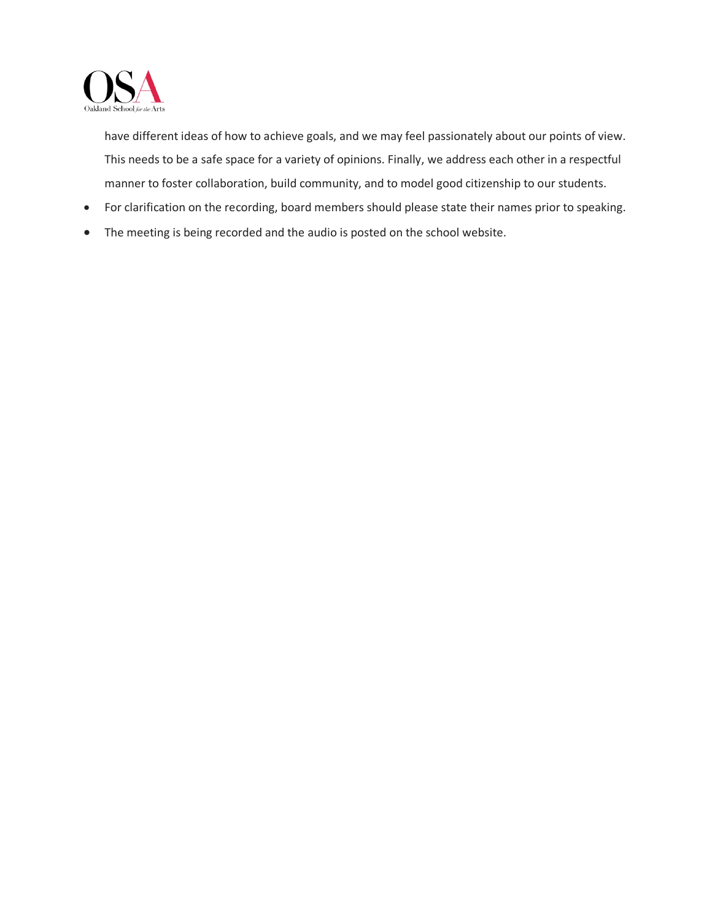have different ideas of how to achieve goals, and we may feel passionately about our points of view. This needs to be a safe space for a variety of opinions. Finally, we address each other in a respectful manner to foster collaboration, build community, and to model good citizenship to our students.

- For clarification on the recording, board members should please state their names prior to speaking.
- The meeting is being recorded and the audio is posted on the school website.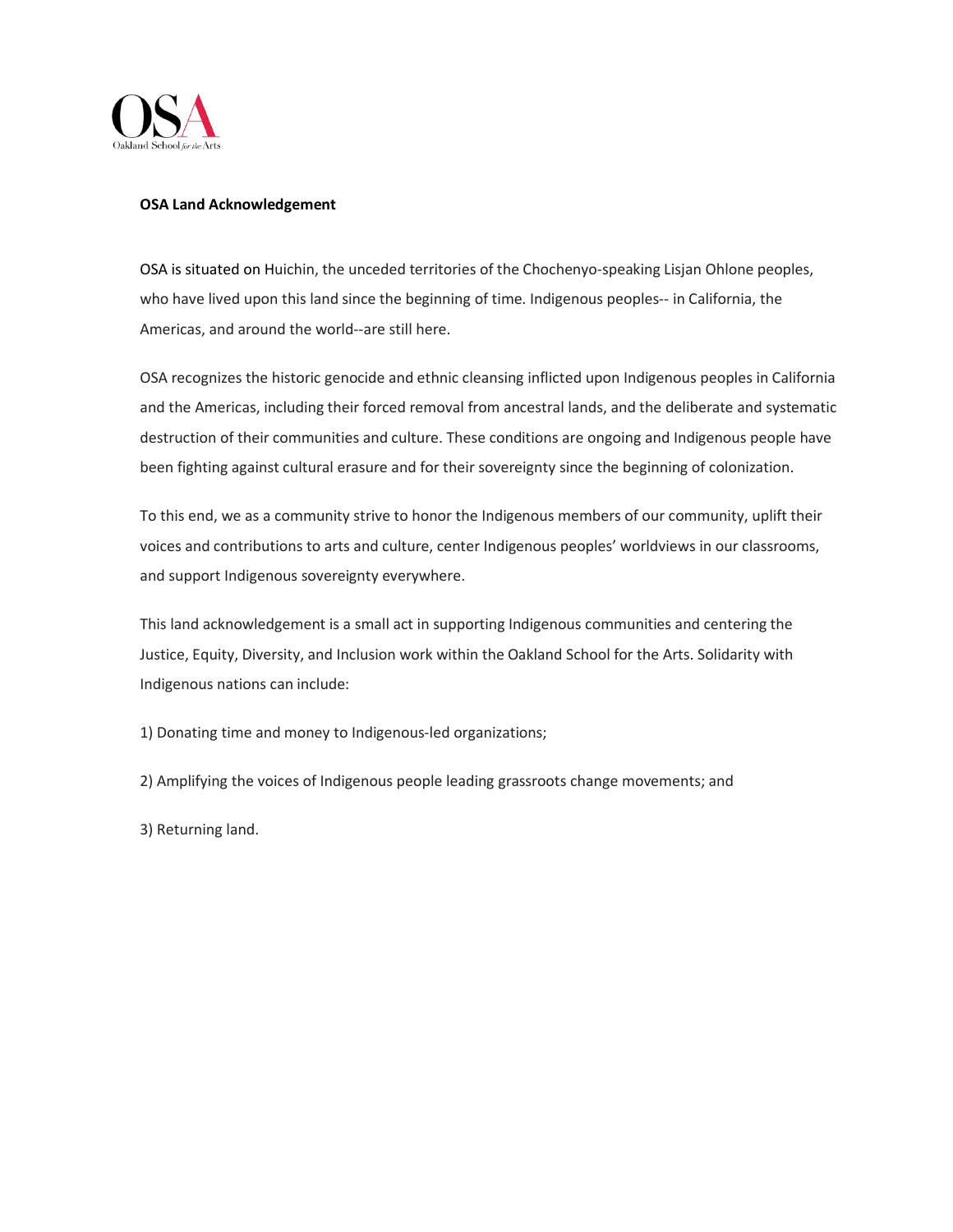OSA

Oakland School *for the* Arts

**OSA Land Acknowledgement**

OSA is situated on Huichin, the unceded territories of the Chochenyo-speaking Lisjan Ohlone peoples, who have lived upon this land since the beginning of time. Indigenous peoples-- in California, the Americas, and around the world--are still here.

OSA recognizes the historic genocide and ethnic cleansing inflicted upon Indigenous peoples in California and the Americas, including their forced removal from ancestral lands, and the deliberate and systematic destruction of their communities and culture. These conditions are ongoing and Indigenous people have been fighting against cultural erasure and for their sovereignty since the beginning of colonization.

To this end, we as a community strive to honor the Indigenous members of our community, uplift their voices and contributions to arts and culture, center Indigenous peoples' worldviews in our classrooms, and support Indigenous sovereignty everywhere.

This land acknowledgement is a small act in supporting Indigenous communities and centering the Justice, Equity, Diversity, and Inclusion work within the Oakland School for the Arts. Solidarity with Indigenous nations can include:

1) Donating time and money to Indigenous-led organizations;

2) Amplifying the voices of Indigenous people leading grassroots change movements; and

3) Returning land.